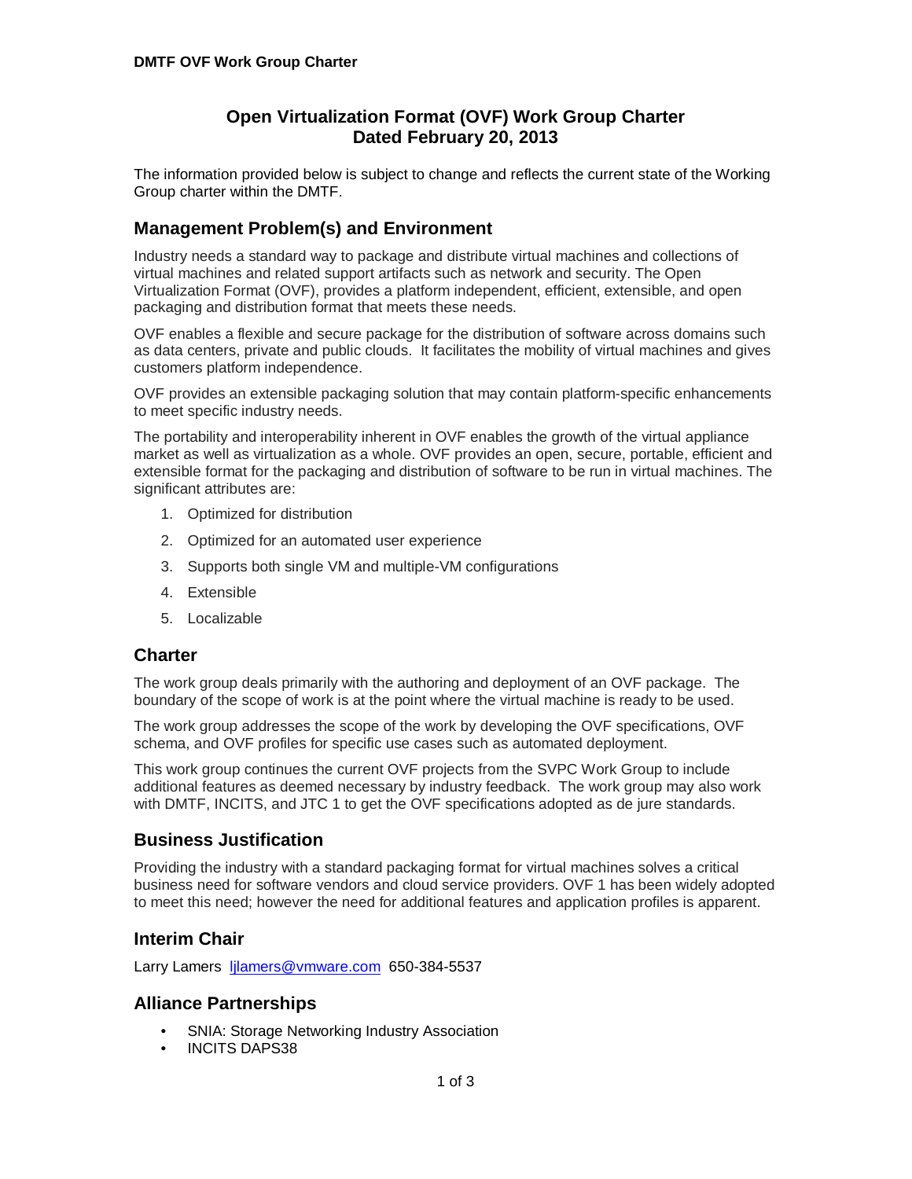# Open Virtualization Format (OVF) Work Group Charter
# Dated February 20, 2013

The information provided below is subject to change and reflects the current state of the Working Group charter within the DMTF.

## Management Problem(s) and Environment

Industry needs a standard way to package and distribute virtual machines and collections of virtual machines and related support artifacts such as network and security. The Open Virtualization Format (OVF), provides a platform independent, efficient, extensible, and open packaging and distribution format that meets these needs.

OVF enables a flexible and secure package for the distribution of software across domains such as data centers, private and public clouds. It facilitates the mobility of virtual machines and gives customers platform independence.

OVF provides an extensible packaging solution that may contain platform-specific enhancements to meet specific industry needs.

The portability and interoperability inherent in OVF enables the growth of the virtual appliance market as well as virtualization as a whole. OVF provides an open, secure, portable, efficient and extensible format for the packaging and distribution of software to be run in virtual machines. The significant attributes are:

1. Optimized for distribution
2. Optimized for an automated user experience
3. Supports both single VM and multiple-VM configurations
4. Extensible
5. Localizable

## Charter

The work group deals primarily with the authoring and deployment of an OVF package. The boundary of the scope of work is at the point where the virtual machine is ready to be used.

The work group addresses the scope of the work by developing the OVF specifications, OVF schema, and OVF profiles for specific use cases such as automated deployment.

This work group continues the current OVF projects from the SVPC Work Group to include additional features as deemed necessary by industry feedback. The work group may also work with DMTF, INCITS, and JTC 1 to get the OVF specifications adopted as de jure standards.

## Business Justification

Providing the industry with a standard packaging format for virtual machines solves a critical business need for software vendors and cloud service providers. OVF 1 has been widely adopted to meet this need; however the need for additional features and application profiles is apparent.

## Interim Chair

Larry Lamers ljlamers@vmware.com 650-384-5537

## Alliance Partnerships

- SNIA: Storage Networking Industry Association
- INCITS DAPS38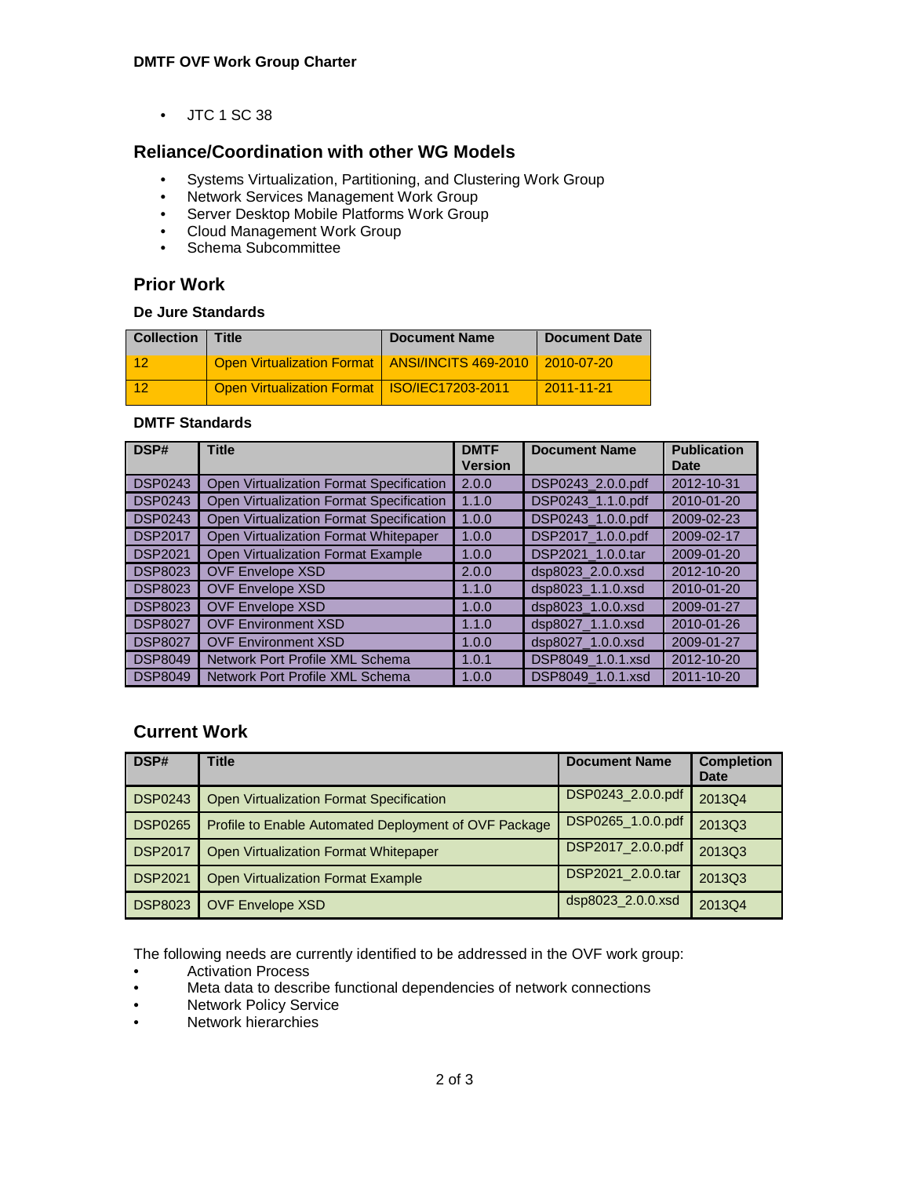- JTC 1 SC 38

## Reliance/Coordination with other WG Models

- Systems Virtualization, Partitioning, and Clustering Work Group
- Network Services Management Work Group
- Server Desktop Mobile Platforms Work Group
- Cloud Management Work Group
- Schema Subcommittee

## Prior Work

### De Jure Standards

| Collection | Title | Document Name | Document Date |
|---|---|---|---|
| 12 | Open Virtualization Format | ANSI/INCITS 469-2010 | 2010-07-20 |
| 12 | Open Virtualization Format | ISO/IEC17203-2011 | 2011-11-21 |

### DMTF Standards

| DSP# | Title | DMTF Version | Document Name | Publication Date |
|---|---|---|---|---|
| DSP0243 | Open Virtualization Format Specification | 2.0.0 | DSP0243_2.0.0.pdf | 2012-10-31 |
| DSP0243 | Open Virtualization Format Specification | 1.1.0 | DSP0243_1.1.0.pdf | 2010-01-20 |
| DSP0243 | Open Virtualization Format Specification | 1.0.0 | DSP0243_1.0.0.pdf | 2009-02-23 |
| DSP2017 | Open Virtualization Format Whitepaper | 1.0.0 | DSP2017_1.0.0.pdf | 2009-02-17 |
| DSP2021 | Open Virtualization Format Example | 1.0.0 | DSP2021_1.0.0.tar | 2009-01-20 |
| DSP8023 | OVF Envelope XSD | 2.0.0 | dsp8023_2.0.0.xsd | 2012-10-20 |
| DSP8023 | OVF Envelope XSD | 1.1.0 | dsp8023_1.1.0.xsd | 2010-01-20 |
| DSP8023 | OVF Envelope XSD | 1.0.0 | dsp8023_1.0.0.xsd | 2009-01-27 |
| DSP8027 | OVF Environment XSD | 1.1.0 | dsp8027_1.1.0.xsd | 2010-01-26 |
| DSP8027 | OVF Environment XSD | 1.0.0 | dsp8027_1.0.0.xsd | 2009-01-27 |
| DSP8049 | Network Port Profile XML Schema | 1.0.1 | DSP8049_1.0.1.xsd | 2012-10-20 |
| DSP8049 | Network Port Profile XML Schema | 1.0.0 | DSP8049_1.0.1.xsd | 2011-10-20 |

## Current Work

| DSP# | Title | Document Name | Completion Date |
|---|---|---|---|
| DSP0243 | Open Virtualization Format Specification | DSP0243_2.0.0.pdf | 2013Q4 |
| DSP0265 | Profile to Enable Automated Deployment of OVF Package | DSP0265_1.0.0.pdf | 2013Q3 |
| DSP2017 | Open Virtualization Format Whitepaper | DSP2017_2.0.0.pdf | 2013Q3 |
| DSP2021 | Open Virtualization Format Example | DSP2021_2.0.0.tar | 2013Q3 |
| DSP8023 | OVF Envelope XSD | dsp8023_2.0.0.xsd | 2013Q4 |

The following needs are currently identified to be addressed in the OVF work group:

- Activation Process
- Meta data to describe functional dependencies of network connections
- Network Policy Service
- Network hierarchies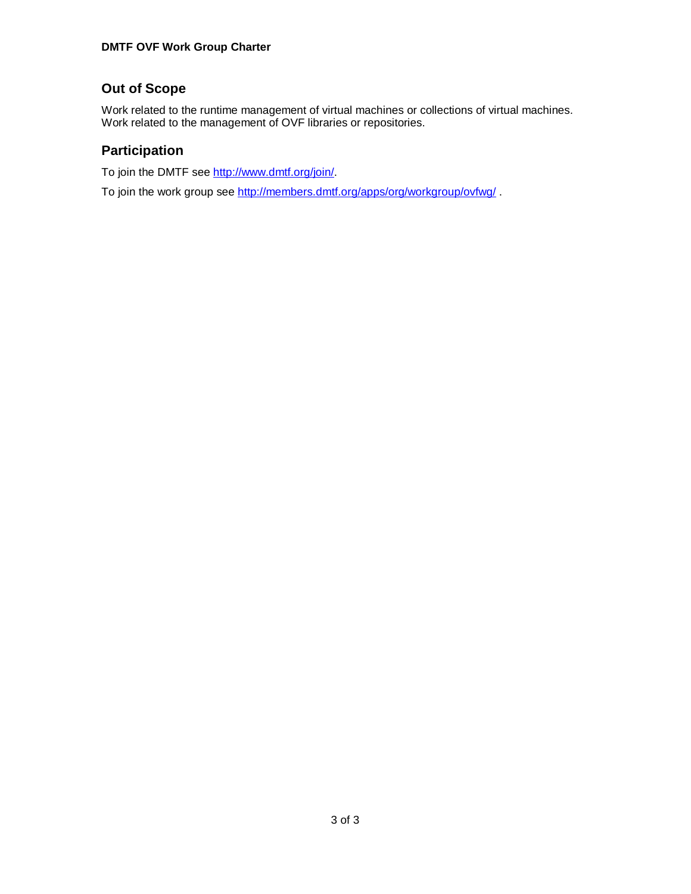## Out of Scope

Work related to the runtime management of virtual machines or collections of virtual machines.
Work related to the management of OVF libraries or repositories.

## Participation

To join the DMTF see http://www.dmtf.org/join/.

To join the work group see http://members.dmtf.org/apps/org/workgroup/ovfwg/ .